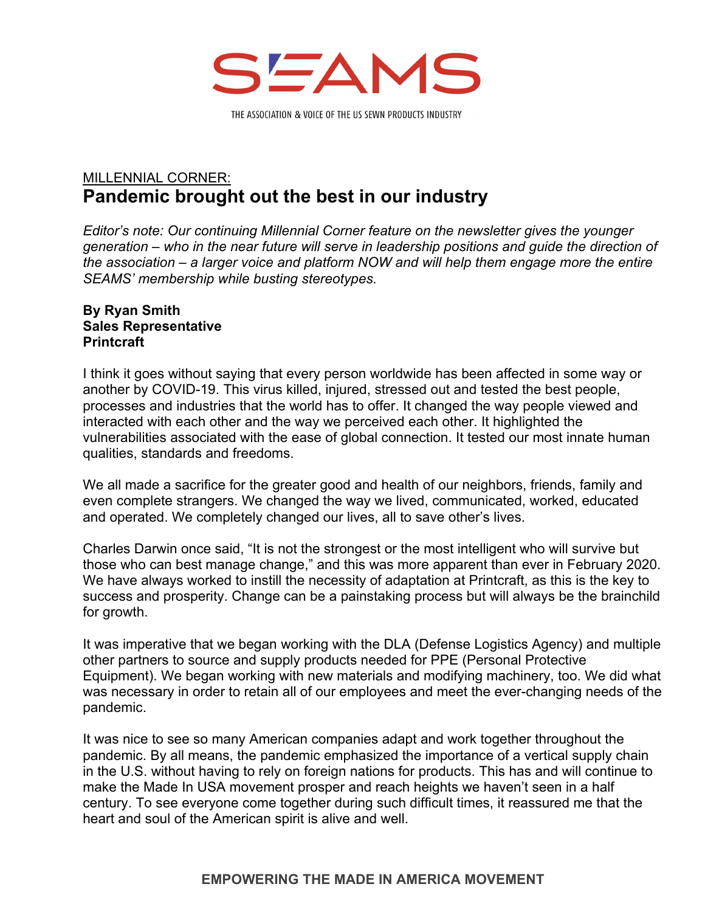# SEAMS

THE ASSOCIATION & VOICE OF THE US SEWN PRODUCTS INDUSTRY

MILLENNIAL CORNER:

## Pandemic brought out the best in our industry

*Editor's note: Our continuing Millennial Corner feature on the newsletter gives the younger generation – who in the near future will serve in leadership positions and guide the direction of the association – a larger voice and platform NOW and will help them engage more the entire SEAMS' membership while busting stereotypes.*

**By Ryan Smith**
**Sales Representative**
**Printcraft**

I think it goes without saying that every person worldwide has been affected in some way or another by COVID-19. This virus killed, injured, stressed out and tested the best people, processes and industries that the world has to offer. It changed the way people viewed and interacted with each other and the way we perceived each other. It highlighted the vulnerabilities associated with the ease of global connection. It tested our most innate human qualities, standards and freedoms.

We all made a sacrifice for the greater good and health of our neighbors, friends, family and even complete strangers. We changed the way we lived, communicated, worked, educated and operated. We completely changed our lives, all to save other's lives.

Charles Darwin once said, "It is not the strongest or the most intelligent who will survive but those who can best manage change," and this was more apparent than ever in February 2020. We have always worked to instill the necessity of adaptation at Printcraft, as this is the key to success and prosperity. Change can be a painstaking process but will always be the brainchild for growth.

It was imperative that we began working with the DLA (Defense Logistics Agency) and multiple other partners to source and supply products needed for PPE (Personal Protective Equipment). We began working with new materials and modifying machinery, too. We did what was necessary in order to retain all of our employees and meet the ever-changing needs of the pandemic.

It was nice to see so many American companies adapt and work together throughout the pandemic. By all means, the pandemic emphasized the importance of a vertical supply chain in the U.S. without having to rely on foreign nations for products. This has and will continue to make the Made In USA movement prosper and reach heights we haven't seen in a half century. To see everyone come together during such difficult times, it reassured me that the heart and soul of the American spirit is alive and well.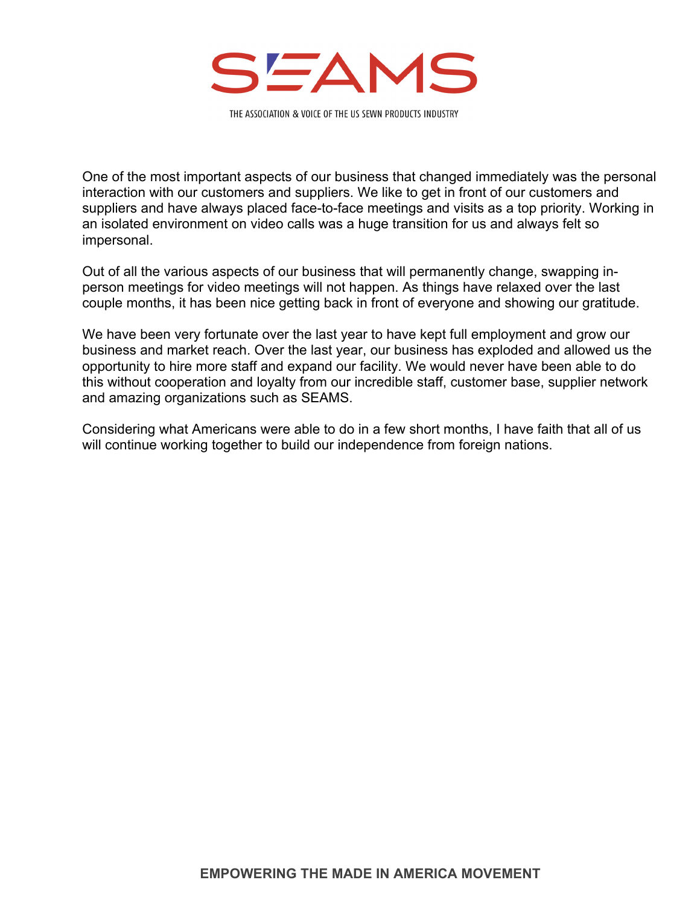One of the most important aspects of our business that changed immediately was the personal interaction with our customers and suppliers. We like to get in front of our customers and suppliers and have always placed face-to-face meetings and visits as a top priority. Working in an isolated environment on video calls was a huge transition for us and always felt so impersonal.

Out of all the various aspects of our business that will permanently change, swapping in-person meetings for video meetings will not happen. As things have relaxed over the last couple months, it has been nice getting back in front of everyone and showing our gratitude.

We have been very fortunate over the last year to have kept full employment and grow our business and market reach. Over the last year, our business has exploded and allowed us the opportunity to hire more staff and expand our facility. We would never have been able to do this without cooperation and loyalty from our incredible staff, customer base, supplier network and amazing organizations such as SEAMS.

Considering what Americans were able to do in a few short months, I have faith that all of us will continue working together to build our independence from foreign nations.